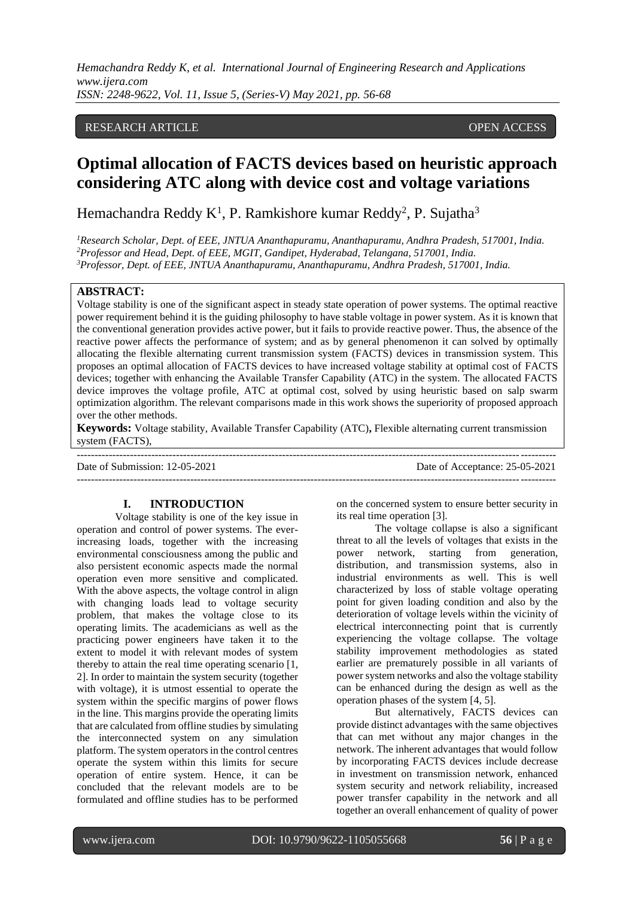RESEARCH ARTICLE OPEN ACCESS

# Optimal allocation of FACTS devices based on heuristic approach considering ATC along with device cost and voltage variations

Hemachandra Reddy K[1], P. Ramkishore kumar Reddy[2], P. Sujatha[3]

[1]*Research Scholar, Dept. of EEE, JNTUA Ananthapuramu, Ananthapuramu, Andhra Pradesh, 517001, India.*
[2]*Professor and Head, Dept. of EEE, MGIT, Gandipet, Hyderabad, Telangana, 517001, India.*
[3]*Professor, Dept. of EEE, JNTUA Ananthapuramu, Ananthapuramu, Andhra Pradesh, 517001, India.*

**ABSTRACT:**

Voltage stability is one of the significant aspect in steady state operation of power systems. The optimal reactive power requirement behind it is the guiding philosophy to have stable voltage in power system. As it is known that the conventional generation provides active power, but it fails to provide reactive power. Thus, the absence of the reactive power affects the performance of system; and as by general phenomenon it can solved by optimally allocating the flexible alternating current transmission system (FACTS) devices in transmission system. This proposes an optimal allocation of FACTS devices to have increased voltage stability at optimal cost of FACTS devices; together with enhancing the Available Transfer Capability (ATC) in the system. The allocated FACTS device improves the voltage profile, ATC at optimal cost, solved by using heuristic based on salp swarm optimization algorithm. The relevant comparisons made in this work shows the superiority of proposed approach over the other methods.

**Keywords:** Voltage stability, Available Transfer Capability (ATC)**,** Flexible alternating current transmission system (FACTS),

---

Date of Submission: 12-05-2021 Date of Acceptance: 25-05-2021

---

## I. INTRODUCTION

Voltage stability is one of the key issue in operation and control of power systems. The ever-increasing loads, together with the increasing environmental consciousness among the public and also persistent economic aspects made the normal operation even more sensitive and complicated. With the above aspects, the voltage control in align with changing loads lead to voltage security problem, that makes the voltage close to its operating limits. The academicians as well as the practicing power engineers have taken it to the extent to model it with relevant modes of system thereby to attain the real time operating scenario [1, 2]. In order to maintain the system security (together with voltage), it is utmost essential to operate the system within the specific margins of power flows in the line. This margins provide the operating limits that are calculated from offline studies by simulating the interconnected system on any simulation platform. The system operators in the control centres operate the system within this limits for secure operation of entire system. Hence, it can be concluded that the relevant models are to be formulated and offline studies has to be performed on the concerned system to ensure better security in its real time operation [3].

The voltage collapse is also a significant threat to all the levels of voltages that exists in the power network, starting from generation, distribution, and transmission systems, also in industrial environments as well. This is well characterized by loss of stable voltage operating point for given loading condition and also by the deterioration of voltage levels within the vicinity of electrical interconnecting point that is currently experiencing the voltage collapse. The voltage stability improvement methodologies as stated earlier are prematurely possible in all variants of power system networks and also the voltage stability can be enhanced during the design as well as the operation phases of the system [4, 5].

But alternatively, FACTS devices can provide distinct advantages with the same objectives that can met without any major changes in the network. The inherent advantages that would follow by incorporating FACTS devices include decrease in investment on transmission network, enhanced system security and network reliability, increased power transfer capability in the network and all together an overall enhancement of quality of power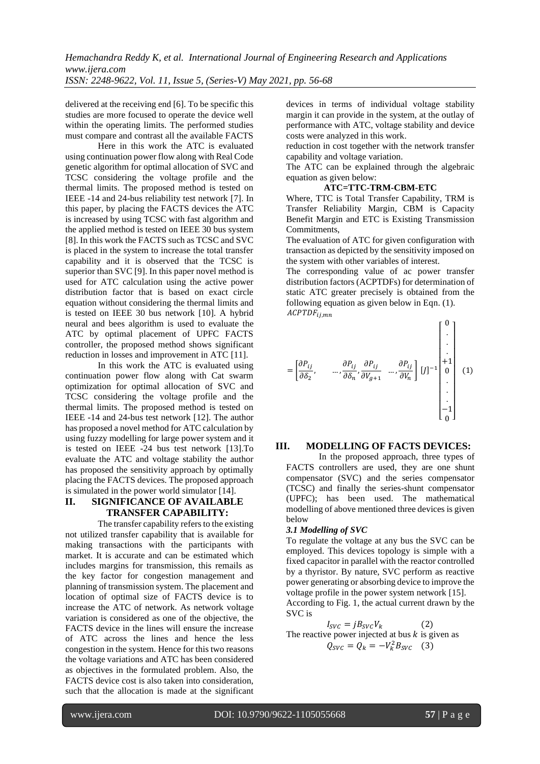delivered at the receiving end [6]. To be specific this studies are more focused to operate the device well within the operating limits. The performed studies must compare and contrast all the available FACTS

Here in this work the ATC is evaluated using continuation power flow along with Real Code genetic algorithm for optimal allocation of SVC and TCSC considering the voltage profile and the thermal limits. The proposed method is tested on IEEE -14 and 24-bus reliability test network [7]. In this paper, by placing the FACTS devices the ATC is increased by using TCSC with fast algorithm and the applied method is tested on IEEE 30 bus system [8]. In this work the FACTS such as TCSC and SVC is placed in the system to increase the total transfer capability and it is observed that the TCSC is superior than SVC [9]. In this paper novel method is used for ATC calculation using the active power distribution factor that is based on exact circle equation without considering the thermal limits and is tested on IEEE 30 bus network [10]. A hybrid neural and bees algorithm is used to evaluate the ATC by optimal placement of UPFC FACTS controller, the proposed method shows significant reduction in losses and improvement in ATC [11].

In this work the ATC is evaluated using continuation power flow along with Cat swarm optimization for optimal allocation of SVC and TCSC considering the voltage profile and the thermal limits. The proposed method is tested on IEEE -14 and 24-bus test network [12]. The author has proposed a novel method for ATC calculation by using fuzzy modelling for large power system and it is tested on IEEE -24 bus test network [13].To evaluate the ATC and voltage stability the author has proposed the sensitivity approach by optimally placing the FACTS devices. The proposed approach is simulated in the power world simulator [14].

## II. SIGNIFICANCE OF AVAILABLE TRANSFER CAPABILITY:

The transfer capability refers to the existing not utilized transfer capability that is available for making transactions with the participants with market. It is accurate and can be estimated which includes margins for transmission, this remains as the key factor for congestion management and planning of transmission system. The placement and location of optimal size of FACTS device is to increase the ATC of network. As network voltage variation is considered as one of the objective, the FACTS device in the lines will ensure the increase of ATC across the lines and hence the less congestion in the system. Hence for this two reasons the voltage variations and ATC has been considered as objectives in the formulated problem. Also, the FACTS device cost is also taken into consideration, such that the allocation is made at the significant devices in terms of individual voltage stability margin it can provide in the system, at the outlay of performance with ATC, voltage stability and device costs were analyzed in this work.

reduction in cost together with the network transfer capability and voltage variation.

The ATC can be explained through the algebraic equation as given below:

**ATC=TTC-TRM-CBM-ETC**

Where, TTC is Total Transfer Capability, TRM is Transfer Reliability Margin, CBM is Capacity Benefit Margin and ETC is Existing Transmission Commitments,

The evaluation of ATC for given configuration with transaction as depicted by the sensitivity imposed on the system with other variables of interest.

The corresponding value of ac power transfer distribution factors (ACPTDFs) for determination of static ATC greater precisely is obtained from the following equation as given below in Eqn. (1).

$$ACPTDF_{ij,mn} = \begin{bmatrix} \frac{\partial P_{ij}}{\partial \delta_2}, & \dots, \frac{\partial P_{ij}}{\partial \delta_n}, \frac{\partial P_{ij}}{\partial V_{g+1}} & \dots, \frac{\partial P_{ij}}{\partial V_n} \end{bmatrix} [J]^{-1} \begin{bmatrix} 0 \\ \cdot \\ \cdot \\ \cdot \\ +1 \\ 0 \\ \cdot \\ \cdot \\ \cdot \\ -1 \\ 0 \end{bmatrix} \quad (1)$$

## III. MODELLING OF FACTS DEVICES:

In the proposed approach, three types of FACTS controllers are used, they are one shunt compensator (SVC) and the series compensator (TCSC) and finally the series-shunt compensator (UPFC); has been used. The mathematical modelling of above mentioned three devices is given below

### *3.1 Modelling of SVC*

To regulate the voltage at any bus the SVC can be employed. This devices topology is simple with a fixed capacitor in parallel with the reactor controlled by a thyristor. By nature, SVC perform as reactive power generating or absorbing device to improve the voltage profile in the power system network [15].

According to Fig. 1, the actual current drawn by the SVC is

$$I_{SVC} = jB_{SVC}V_k \quad (2)$$

The reactive power injected at bus $k$ is given as

$$Q_{SVC} = Q_k = -V_k^2 B_{SVC} \quad (3)$$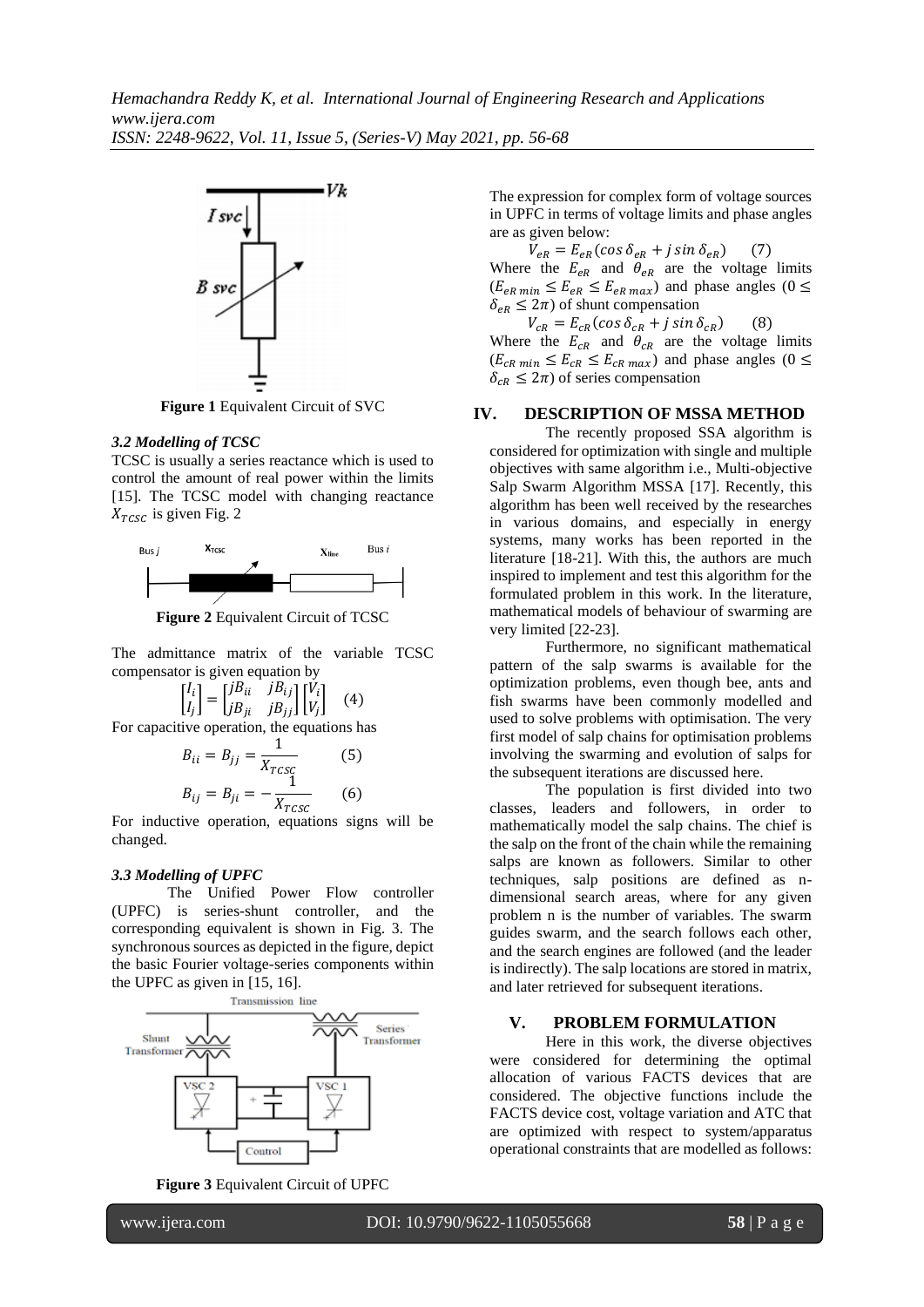Figure 1 Equivalent Circuit of SVC

### *3.2 Modelling of TCSC*

TCSC is usually a series reactance which is used to control the amount of real power within the limits [15]. The TCSC model with changing reactance $X_{TCSC}$ is given Fig. 2

**Figure 2** Equivalent Circuit of TCSC

The admittance matrix of the variable TCSC compensator is given equation by

$$\begin{bmatrix} I_i \\ I_j \end{bmatrix} = \begin{bmatrix} jB_{ii} & jB_{ij} \\ jB_{ji} & jB_{jj} \end{bmatrix} \begin{bmatrix} V_i \\ V_j \end{bmatrix} \quad (4)$$

For capacitive operation, the equations has

$$B_{ii} = B_{jj} = \frac{1}{X_{TCSC}} \quad (5)$$

$$B_{ij} = B_{ji} = -\frac{1}{X_{TCSC}} \quad (6)$$

For inductive operation, equations signs will be changed.

### *3.3 Modelling of UPFC*

The Unified Power Flow controller (UPFC) is series-shunt controller, and the corresponding equivalent is shown in Fig. 3. The synchronous sources as depicted in the figure, depict the basic Fourier voltage-series components within the UPFC as given in [15, 16].

**Figure 3** Equivalent Circuit of UPFC

The expression for complex form of voltage sources in UPFC in terms of voltage limits and phase angles are as given below:

$$V_{eR} = E_{eR}(\cos \delta_{eR} + j \sin \delta_{eR}) \quad (7)$$

Where the $E_{eR}$ and $\theta_{eR}$ are the voltage limits ($E_{eR\,min} \leq E_{eR} \leq E_{eR\,max}$) and phase angles ($0 \leq \delta_{eR} \leq 2\pi$) of shunt compensation

$$V_{cR} = E_{cR}(\cos \delta_{cR} + j \sin \delta_{cR}) \quad (8)$$

Where the $E_{cR}$ and $\theta_{cR}$ are the voltage limits ($E_{cR\,min} \leq E_{cR} \leq E_{cR\,max}$) and phase angles ($0 \leq \delta_{cR} \leq 2\pi$) of series compensation

## IV. DESCRIPTION OF MSSA METHOD

The recently proposed SSA algorithm is considered for optimization with single and multiple objectives with same algorithm i.e., Multi-objective Salp Swarm Algorithm MSSA [17]. Recently, this algorithm has been well received by the researches in various domains, and especially in energy systems, many works has been reported in the literature [18-21]. With this, the authors are much inspired to implement and test this algorithm for the formulated problem in this work. In the literature, mathematical models of behaviour of swarming are very limited [22-23].

Furthermore, no significant mathematical pattern of the salp swarms is available for the optimization problems, even though bee, ants and fish swarms have been commonly modelled and used to solve problems with optimisation. The very first model of salp chains for optimisation problems involving the swarming and evolution of salps for the subsequent iterations are discussed here.

The population is first divided into two classes, leaders and followers, in order to mathematically model the salp chains. The chief is the salp on the front of the chain while the remaining salps are known as followers. Similar to other techniques, salp positions are defined as n-dimensional search areas, where for any given problem n is the number of variables. The swarm guides swarm, and the search follows each other, and the search engines are followed (and the leader is indirectly). The salp locations are stored in matrix, and later retrieved for subsequent iterations.

## V. PROBLEM FORMULATION

Here in this work, the diverse objectives were considered for determining the optimal allocation of various FACTS devices that are considered. The objective functions include the FACTS device cost, voltage variation and ATC that are optimized with respect to system/apparatus operational constraints that are modelled as follows: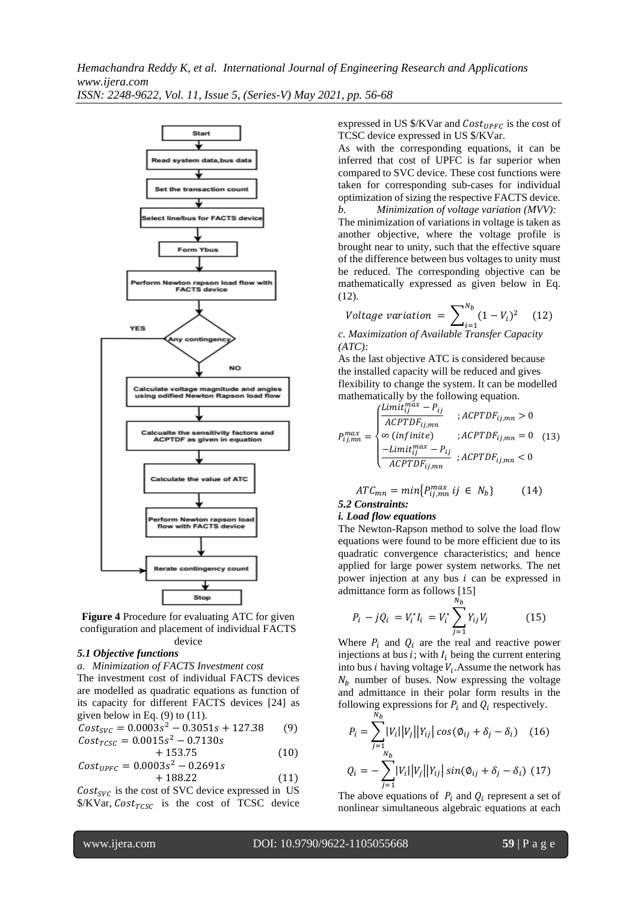**Figure 4** Procedure for evaluating ATC for given configuration and placement of individual FACTS device

### *5.1 Objective functions*

*a. Minimization of FACTS Investment cost*

The investment cost of individual FACTS devices are modelled as quadratic equations as function of its capacity for different FACTS devices [24] as given below in Eq. (9) to (11).

$$Cost_{SVC} = 0.0003s^2 - 0.3051s + 127.38 \quad (9)$$

$$Cost_{TCSC} = 0.0015s^2 - 0.7130s + 153.75 \quad (10)$$

$$Cost_{UPFC} = 0.0003s^2 - 0.2691s + 188.22 \quad (11)$$

$Cost_{SVC}$ is the cost of SVC device expressed in US \$/KVar, $Cost_{TCSC}$ is the cost of TCSC device expressed in US \$/KVar and $Cost_{UPFC}$ is the cost of TCSC device expressed in US \$/KVar.

As with the corresponding equations, it can be inferred that cost of UPFC is far superior when compared to SVC device. These cost functions were taken for corresponding sub-cases for individual optimization of sizing the respective FACTS device.

*b. Minimization of voltage variation (MVV):*

The minimization of variations in voltage is taken as another objective, where the voltage profile is brought near to unity, such that the effective square of the difference between bus voltages to unity must be reduced. The corresponding objective can be mathematically expressed as given below in Eq. (12).

$$Voltage\ variation = \sum_{i=1}^{N_b} (1 - V_i)^2 \quad (12)$$

*c. Maximization of Available Transfer Capacity (ATC):*

As the last objective ATC is considered because the installed capacity will be reduced and gives flexibility to change the system. It can be modelled mathematically by the following equation.

$$P_{ij,mn}^{max} = \begin{cases} \dfrac{Limit_{ij}^{max} - P_{ij}}{ACPTDF_{ij,mn}} & ; ACPTDF_{ij,mn} > 0 \\ \infty\ (infinite) & ; ACPTDF_{ij,mn} = 0 \\ \dfrac{-Limit_{ij}^{max} - P_{ij}}{ACPTDF_{ij,mn}} & ; ACPTDF_{ij,mn} < 0 \end{cases} \quad (13)$$

$$ATC_{mn} = min\{P_{ij,mn}^{max}\ ij \in N_b\} \quad (14)$$

### *5.2 Constraints:*

***i. Load flow equations***

The Newton-Rapson method to solve the load flow equations were found to be more efficient due to its quadratic convergence characteristics; and hence applied for large power system networks. The net power injection at any bus $i$ can be expressed in admittance form as follows [15]

$$P_i - jQ_i = V_i^* I_i = V_i^* \sum_{j=1}^{N_b} Y_{ij} V_j \quad (15)$$

Where $P_i$ and $Q_i$ are the real and reactive power injections at bus $i$; with $I_i$ being the current entering into bus $i$ having voltage $V_i$. Assume the network has $N_b$ number of buses. Now expressing the voltage and admittance in their polar form results in the following expressions for $P_i$ and $Q_i$ respectively.

$$P_i = \sum_{j=1}^{N_b} |V_i||V_j||Y_{ij}| \cos(\emptyset_{ij} + \delta_j - \delta_i) \quad (16)$$

$$Q_i = -\sum_{j=1}^{N_b} |V_i||V_j||Y_{ij}| \sin(\emptyset_{ij} + \delta_j - \delta_i) \quad (17)$$

The above equations of $P_i$ and $Q_i$ represent a set of nonlinear simultaneous algebraic equations at each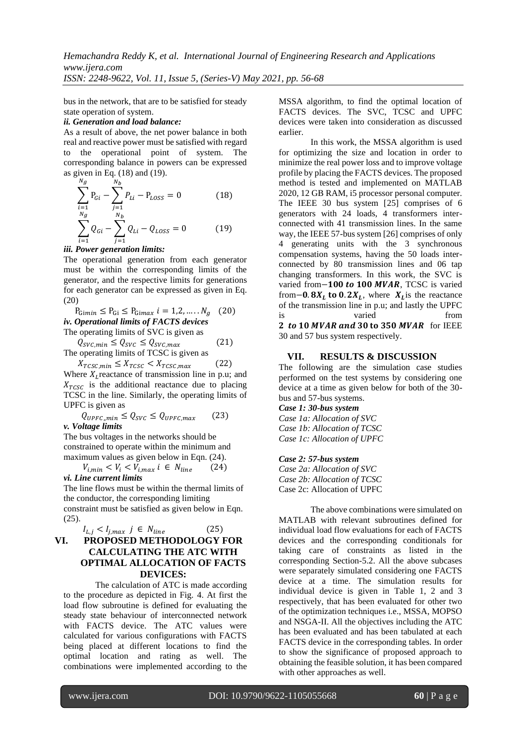bus in the network, that are to be satisfied for steady state operation of system.

***ii. Generation and load balance:***

As a result of above, the net power balance in both real and reactive power must be satisfied with regard to the operational point of system. The corresponding balance in powers can be expressed as given in Eq. (18) and (19).

$$\sum_{i=1}^{N_g} P_{Gi} - \sum_{j=1}^{N_b} P_{Li} - P_{LOSS} = 0 \qquad (18)$$

$$\sum_{i=1}^{N_g} Q_{Gi} - \sum_{j=1}^{N_b} Q_{Li} - Q_{LOSS} = 0 \qquad (19)$$

***iii. Power generation limits:***

The operational generation from each generator must be within the corresponding limits of the generator, and the respective limits for generations for each generator can be expressed as given in Eq. (20)

$$P_{Gimin} \leq P_{Gi} \leq P_{Gimax} \; i = 1,2, \ldots . N_g \quad (20)$$

***iv. Operational limits of FACTS devices***

The operating limits of SVC is given as

$$Q_{SVC,min} \leq Q_{SVC} \leq Q_{SVC,max} \qquad (21)$$

The operating limits of TCSC is given as

$$X_{TCSC,min} \leq X_{TCSC} < X_{TCSC,max} \qquad (22)$$

Where $X_L$ reactance of transmission line in p.u; and $X_{TCSC}$ is the additional reactance due to placing TCSC in the line. Similarly, the operating limits of UPFC is given as

$$Q_{UPFC,,min} \leq Q_{SVC} \leq Q_{UPFC,max} \qquad (23)$$

***v. Voltage limits***

The bus voltages in the networks should be constrained to operate within the minimum and maximum values as given below in Eqn. (24).

$$V_{i,min} < V_i < V_{i,max} \; i \in N_{line} \qquad (24)$$

***vi. Line current limits***

The line flows must be within the thermal limits of the conductor, the corresponding limiting constraint must be satisfied as given below in Eqn. (25).

$$I_{L,j} < I_{j,max} \; j \in N_{line} \qquad (25)$$

## VI. PROPOSED METHODOLOGY FOR CALCULATING THE ATC WITH OPTIMAL ALLOCATION OF FACTS DEVICES:

The calculation of ATC is made according to the procedure as depicted in Fig. 4. At first the load flow subroutine is defined for evaluating the steady state behaviour of interconnected network with FACTS device. The ATC values were calculated for various configurations with FACTS being placed at different locations to find the optimal location and rating as well. The combinations were implemented according to the MSSA algorithm, to find the optimal location of FACTS devices. The SVC, TCSC and UPFC devices were taken into consideration as discussed earlier.

In this work, the MSSA algorithm is used for optimizing the size and location in order to minimize the real power loss and to improve voltage profile by placing the FACTS devices. The proposed method is tested and implemented on MATLAB 2020, 12 GB RAM, i5 processor personal computer. The IEEE 30 bus system [25] comprises of 6 generators with 24 loads, 4 transformers interconnected with 41 transmission lines. In the same way, the IEEE 57-bus system [26] comprises of only 4 generating units with the 3 synchronous compensation systems, having the 50 loads interconnected by 80 transmission lines and 06 tap changing transformers. In this work, the SVC is varied from **−100 *to* 100 *MVAR***, TCSC is varied from **−0.8$X_L$ to 0.2$X_L$**, where $X_L$ is the reactance of the transmission line in p.u; and lastly the UPFC is varied from **2 *to* 10 *MVAR and* 30 to 350 *MVAR*** for IEEE 30 and 57 bus system respectively.

## VII. RESULTS & DISCUSSION

The following are the simulation case studies performed on the test systems by considering one device at a time as given below for both of the 30-bus and 57-bus systems.

***Case 1: 30-bus system***

*Case 1a: Allocation of SVC*

*Case 1b: Allocation of TCSC*

*Case 1c: Allocation of UPFC*

***Case 2: 57-bus system***

*Case 2a: Allocation of SVC*

*Case 2b: Allocation of TCSC*

Case 2c: Allocation of UPFC

The above combinations were simulated on MATLAB with relevant subroutines defined for individual load flow evaluations for each of FACTS devices and the corresponding conditionals for taking care of constraints as listed in the corresponding Section-5.2. All the above subcases were separately simulated considering one FACTS device at a time. The simulation results for individual device is given in Table 1, 2 and 3 respectively, that has been evaluated for other two of the optimization techniques i.e., MSSA, MOPSO and NSGA-II. All the objectives including the ATC has been evaluated and has been tabulated at each FACTS device in the corresponding tables. In order to show the significance of proposed approach to obtaining the feasible solution, it has been compared with other approaches as well.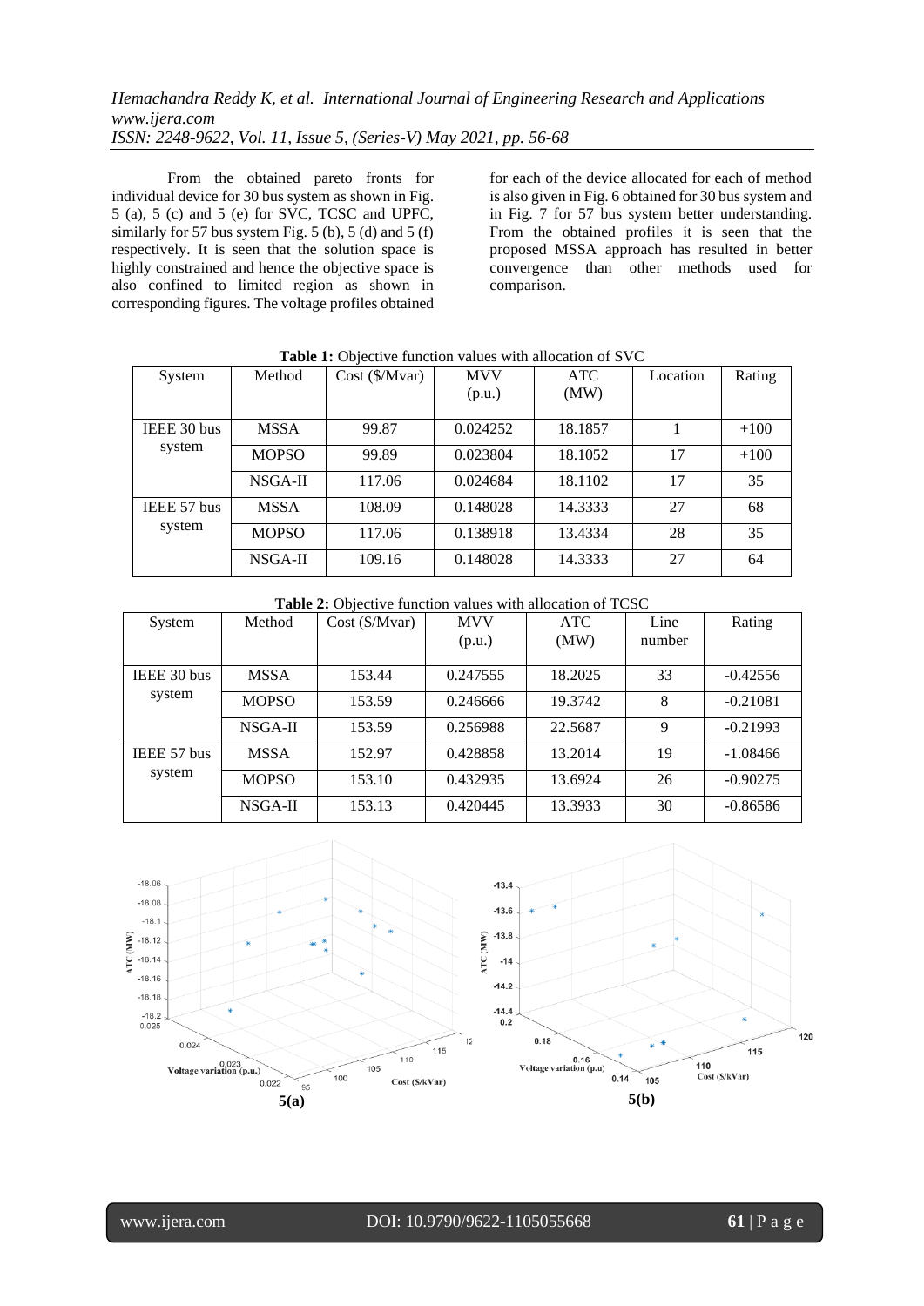From the obtained pareto fronts for individual device for 30 bus system as shown in Fig. 5 (a), 5 (c) and 5 (e) for SVC, TCSC and UPFC, similarly for 57 bus system Fig. 5 (b), 5 (d) and 5 (f) respectively. It is seen that the solution space is highly constrained and hence the objective space is also confined to limited region as shown in corresponding figures. The voltage profiles obtained for each of the device allocated for each of method is also given in Fig. 6 obtained for 30 bus system and in Fig. 7 for 57 bus system better understanding. From the obtained profiles it is seen that the proposed MSSA approach has resulted in better convergence than other methods used for comparison.

**Table 1:** Objective function values with allocation of SVC

| System | Method | Cost ($/Mvar) | MVV (p.u.) | ATC (MW) | Location | Rating |
|---|---|---|---|---|---|---|
| IEEE 30 bus system | MSSA | 99.87 | 0.024252 | 18.1857 | 1 | +100 |
| | MOPSO | 99.89 | 0.023804 | 18.1052 | 17 | +100 |
| | NSGA-II | 117.06 | 0.024684 | 18.1102 | 17 | 35 |
| IEEE 57 bus system | MSSA | 108.09 | 0.148028 | 14.3333 | 27 | 68 |
| | MOPSO | 117.06 | 0.138918 | 13.4334 | 28 | 35 |
| | NSGA-II | 109.16 | 0.148028 | 14.3333 | 27 | 64 |

**Table 2:** Objective function values with allocation of TCSC

| System | Method | Cost ($/Mvar) | MVV (p.u.) | ATC (MW) | Line number | Rating |
|---|---|---|---|---|---|---|
| IEEE 30 bus system | MSSA | 153.44 | 0.247555 | 18.2025 | 33 | -0.42556 |
| | MOPSO | 153.59 | 0.246666 | 19.3742 | 8 | -0.21081 |
| | NSGA-II | 153.59 | 0.256988 | 22.5687 | 9 | -0.21993 |
| IEEE 57 bus system | MSSA | 152.97 | 0.428858 | 13.2014 | 19 | -1.08466 |
| | MOPSO | 153.10 | 0.432935 | 13.6924 | 26 | -0.90275 |
| | NSGA-II | 153.13 | 0.420445 | 13.3933 | 30 | -0.86586 |

5(a)

5(b)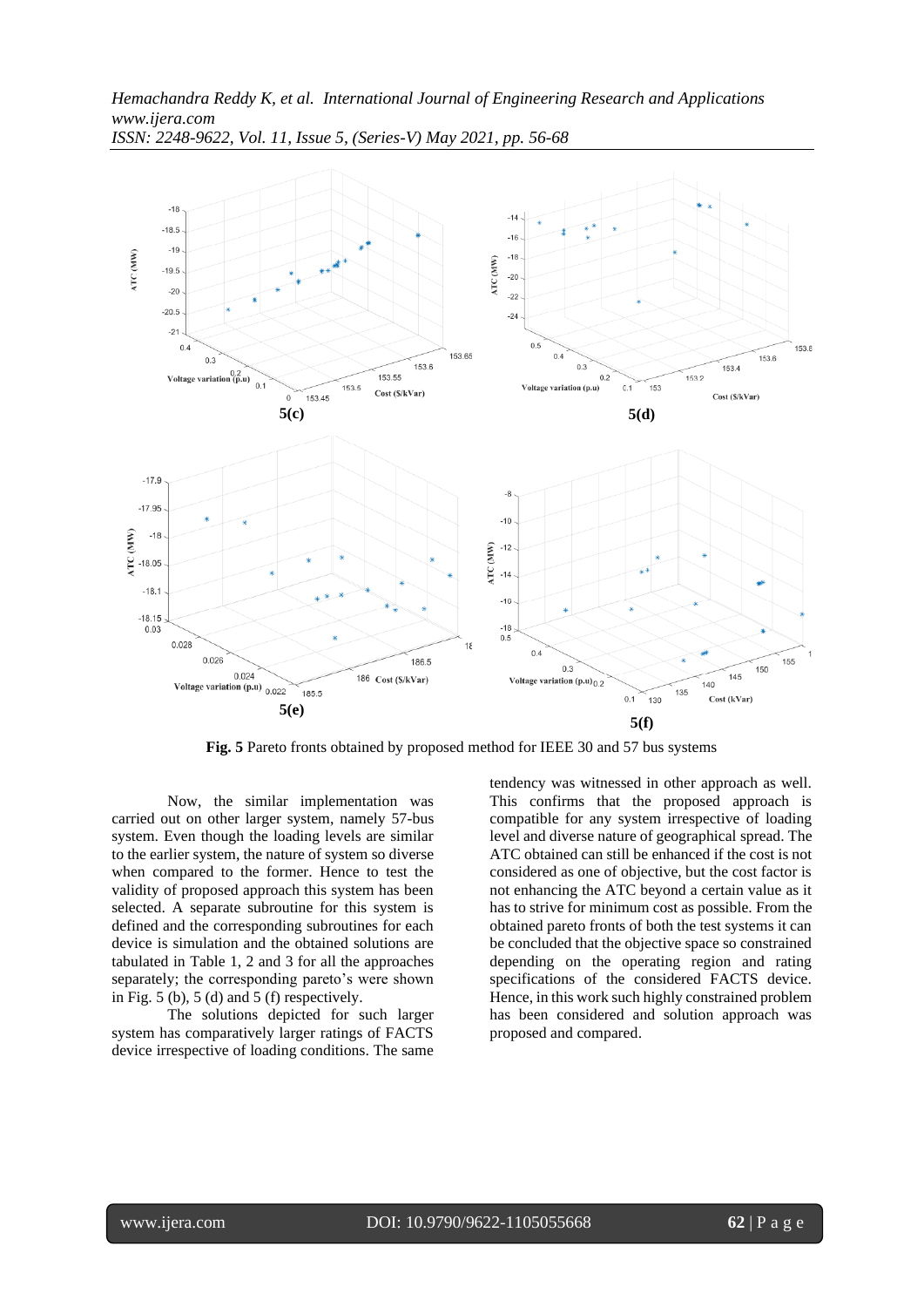Fig. 5 Pareto fronts obtained by proposed method for IEEE 30 and 57 bus systems

Now, the similar implementation was carried out on other larger system, namely 57-bus system. Even though the loading levels are similar to the earlier system, the nature of system so diverse when compared to the former. Hence to test the validity of proposed approach this system has been selected. A separate subroutine for this system is defined and the corresponding subroutines for each device is simulation and the obtained solutions are tabulated in Table 1, 2 and 3 for all the approaches separately; the corresponding pareto's were shown in Fig. 5 (b), 5 (d) and 5 (f) respectively.

The solutions depicted for such larger system has comparatively larger ratings of FACTS device irrespective of loading conditions. The same tendency was witnessed in other approach as well. This confirms that the proposed approach is compatible for any system irrespective of loading level and diverse nature of geographical spread. The ATC obtained can still be enhanced if the cost is not considered as one of objective, but the cost factor is not enhancing the ATC beyond a certain value as it has to strive for minimum cost as possible. From the obtained pareto fronts of both the test systems it can be concluded that the objective space so constrained depending on the operating region and rating specifications of the considered FACTS device. Hence, in this work such highly constrained problem has been considered and solution approach was proposed and compared.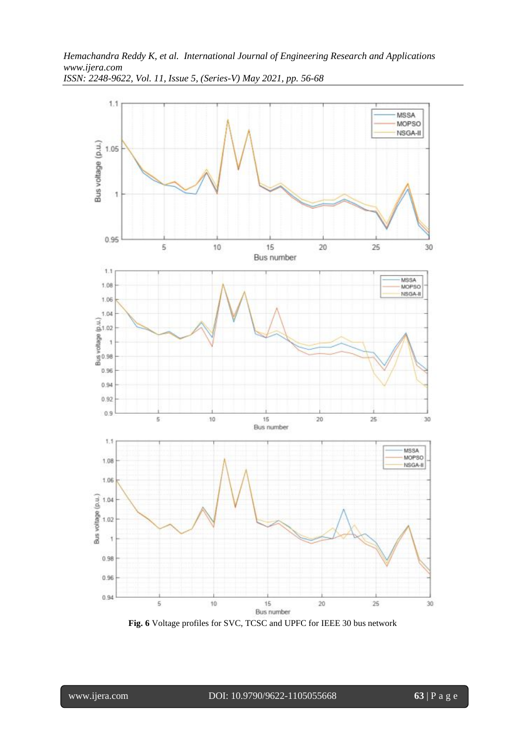**Fig. 6** Voltage profiles for SVC, TCSC and UPFC for IEEE 30 bus network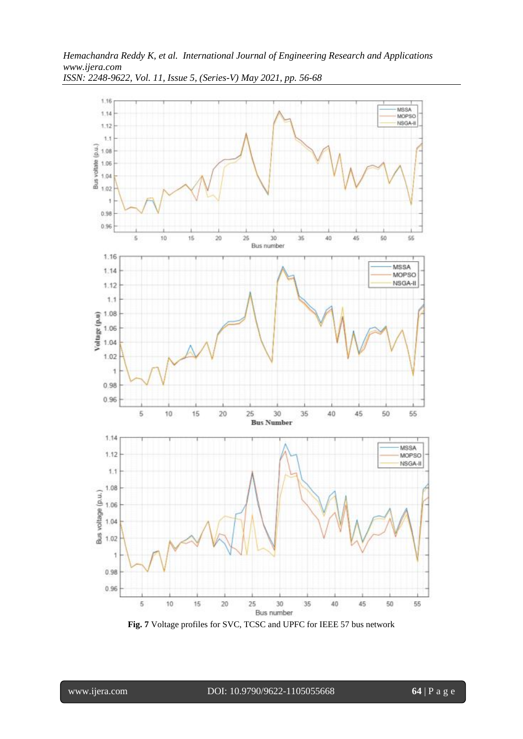**Fig. 7** Voltage profiles for SVC, TCSC and UPFC for IEEE 57 bus network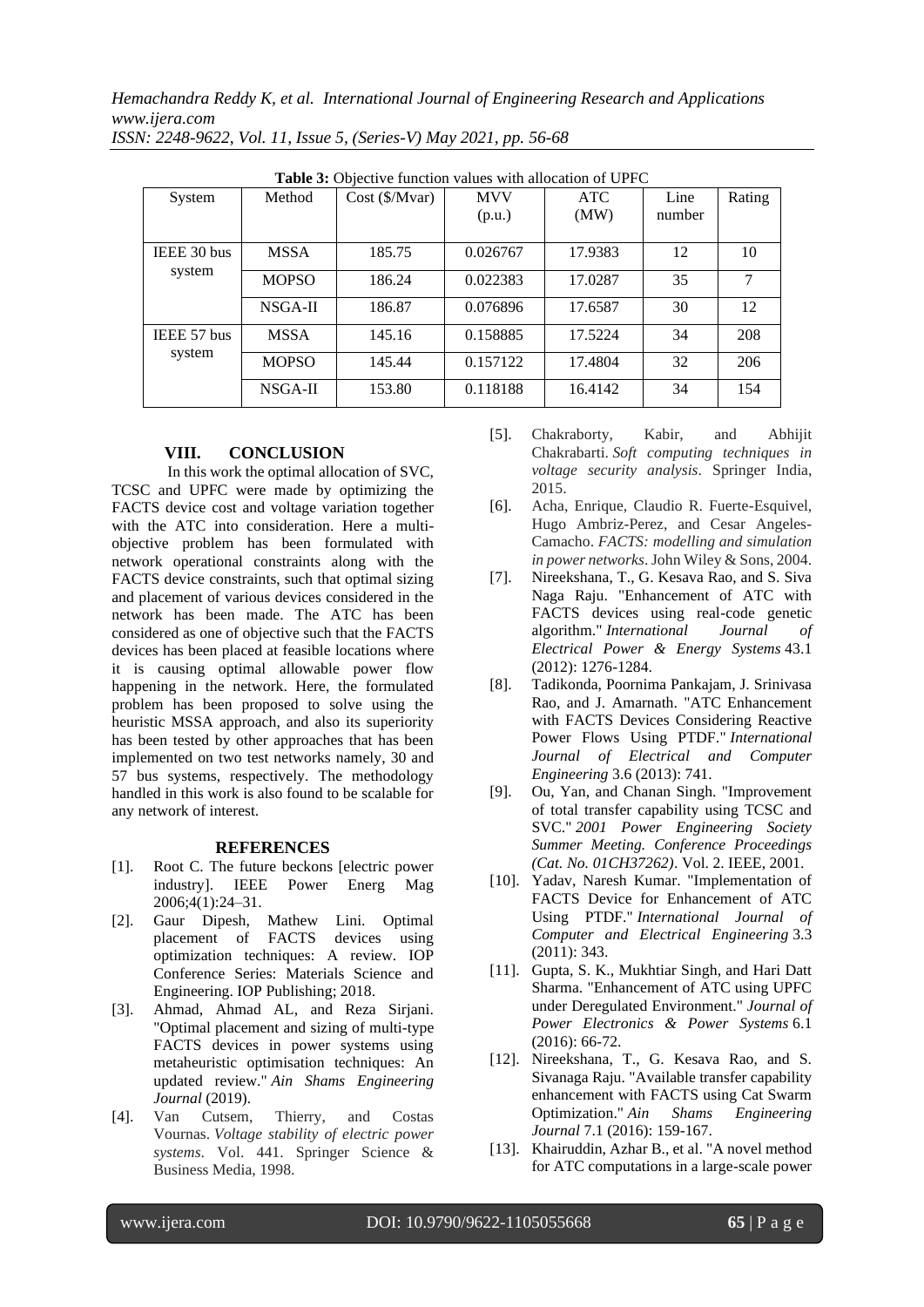**Table 3:** Objective function values with allocation of UPFC

| System | Method | Cost ($/Mvar) | MVV (p.u.) | ATC (MW) | Line number | Rating |
|---|---|---|---|---|---|---|
| IEEE 30 bus system | MSSA | 185.75 | 0.026767 | 17.9383 | 12 | 10 |
| | MOPSO | 186.24 | 0.022383 | 17.0287 | 35 | 7 |
| | NSGA-II | 186.87 | 0.076896 | 17.6587 | 30 | 12 |
| IEEE 57 bus system | MSSA | 145.16 | 0.158885 | 17.5224 | 34 | 208 |
| | MOPSO | 145.44 | 0.157122 | 17.4804 | 32 | 206 |
| | NSGA-II | 153.80 | 0.118188 | 16.4142 | 34 | 154 |

## VIII. CONCLUSION

In this work the optimal allocation of SVC, TCSC and UPFC were made by optimizing the FACTS device cost and voltage variation together with the ATC into consideration. Here a multi-objective problem has been formulated with network operational constraints along with the FACTS device constraints, such that optimal sizing and placement of various devices considered in the network has been made. The ATC has been considered as one of objective such that the FACTS devices has been placed at feasible locations where it is causing optimal allowable power flow happening in the network. Here, the formulated problem has been proposed to solve using the heuristic MSSA approach, and also its superiority has been tested by other approaches that has been implemented on two test networks namely, 30 and 57 bus systems, respectively. The methodology handled in this work is also found to be scalable for any network of interest.

## REFERENCES

[1]. Root C. The future beckons [electric power industry]. IEEE Power Energ Mag 2006;4(1):24–31.

[2]. Gaur Dipesh, Mathew Lini. Optimal placement of FACTS devices using optimization techniques: A review. IOP Conference Series: Materials Science and Engineering. IOP Publishing; 2018.

[3]. Ahmad, Ahmad AL, and Reza Sirjani. "Optimal placement and sizing of multi-type FACTS devices in power systems using metaheuristic optimisation techniques: An updated review." *Ain Shams Engineering Journal* (2019).

[4]. Van Cutsem, Thierry, and Costas Vournas. *Voltage stability of electric power systems*. Vol. 441. Springer Science & Business Media, 1998.

[5]. Chakraborty, Kabir, and Abhijit Chakrabarti. *Soft computing techniques in voltage security analysis*. Springer India, 2015.

[6]. Acha, Enrique, Claudio R. Fuerte-Esquivel, Hugo Ambriz-Perez, and Cesar Angeles-Camacho. *FACTS: modelling and simulation in power networks*. John Wiley & Sons, 2004.

[7]. Nireekshana, T., G. Kesava Rao, and S. Siva Naga Raju. "Enhancement of ATC with FACTS devices using real-code genetic algorithm." *International Journal of Electrical Power & Energy Systems* 43.1 (2012): 1276-1284.

[8]. Tadikonda, Poornima Pankajam, J. Srinivasa Rao, and J. Amarnath. "ATC Enhancement with FACTS Devices Considering Reactive Power Flows Using PTDF." *International Journal of Electrical and Computer Engineering* 3.6 (2013): 741.

[9]. Ou, Yan, and Chanan Singh. "Improvement of total transfer capability using TCSC and SVC." *2001 Power Engineering Society Summer Meeting. Conference Proceedings (Cat. No. 01CH37262)*. Vol. 2. IEEE, 2001.

[10]. Yadav, Naresh Kumar. "Implementation of FACTS Device for Enhancement of ATC Using PTDF." *International Journal of Computer and Electrical Engineering* 3.3 (2011): 343.

[11]. Gupta, S. K., Mukhtiar Singh, and Hari Datt Sharma. "Enhancement of ATC using UPFC under Deregulated Environment." *Journal of Power Electronics & Power Systems* 6.1 (2016): 66-72.

[12]. Nireekshana, T., G. Kesava Rao, and S. Sivanaga Raju. "Available transfer capability enhancement with FACTS using Cat Swarm Optimization." *Ain Shams Engineering Journal* 7.1 (2016): 159-167.

[13]. Khairuddin, Azhar B., et al. "A novel method for ATC computations in a large-scale power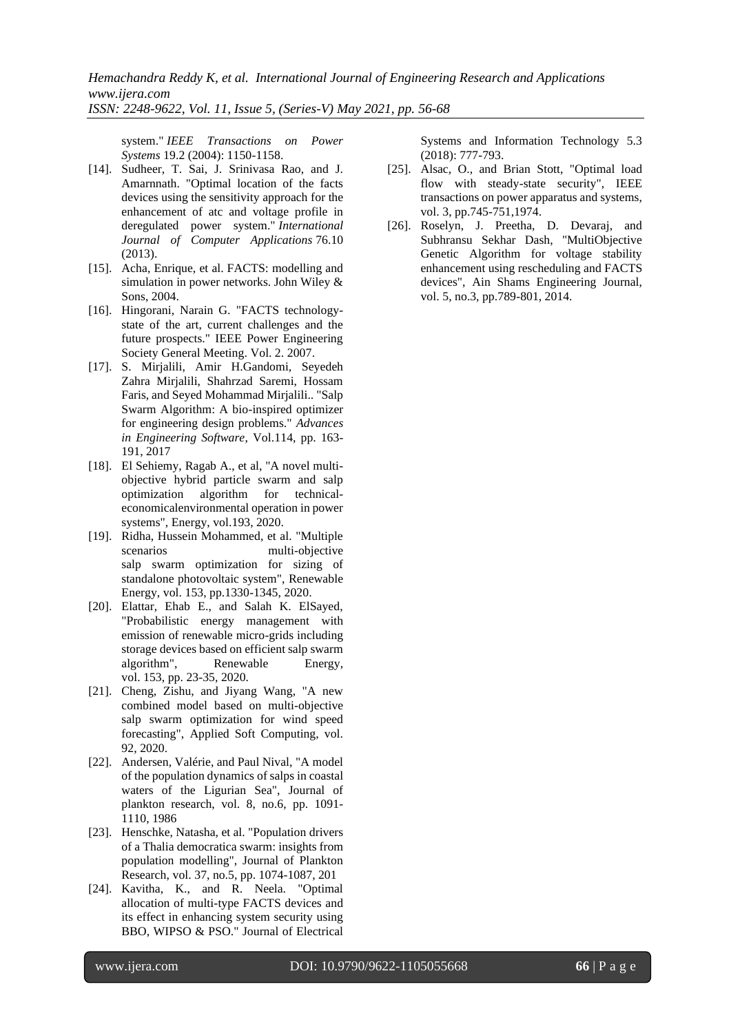system." *IEEE Transactions on Power Systems* 19.2 (2004): 1150-1158.

[14]. Sudheer, T. Sai, J. Srinivasa Rao, and J. Amarnnath. "Optimal location of the facts devices using the sensitivity approach for the enhancement of atc and voltage profile in deregulated power system." *International Journal of Computer Applications* 76.10 (2013).

[15]. Acha, Enrique, et al. FACTS: modelling and simulation in power networks. John Wiley & Sons, 2004.

[16]. Hingorani, Narain G. "FACTS technology-state of the art, current challenges and the future prospects." IEEE Power Engineering Society General Meeting. Vol. 2. 2007.

[17]. S. Mirjalili, Amir H.Gandomi, Seyedeh Zahra Mirjalili, Shahrzad Saremi, Hossam Faris, and Seyed Mohammad Mirjalili.. "Salp Swarm Algorithm: A bio-inspired optimizer for engineering design problems." *Advances in Engineering Software*, Vol.114, pp. 163-191, 2017

[18]. El Sehiemy, Ragab A., et al, "A novel multi-objective hybrid particle swarm and salp optimization algorithm for technical-economicalenvironmental operation in power systems", Energy, vol.193, 2020.

[19]. Ridha, Hussein Mohammed, et al. "Multiple scenarios multi-objective salp swarm optimization for sizing of standalone photovoltaic system", Renewable Energy, vol. 153, pp.1330-1345, 2020.

[20]. Elattar, Ehab E., and Salah K. ElSayed, "Probabilistic energy management with emission of renewable micro-grids including storage devices based on efficient salp swarm algorithm", Renewable Energy, vol. 153, pp. 23-35, 2020.

[21]. Cheng, Zishu, and Jiyang Wang, "A new combined model based on multi-objective salp swarm optimization for wind speed forecasting", Applied Soft Computing, vol. 92, 2020.

[22]. Andersen, Valérie, and Paul Nival, "A model of the population dynamics of salps in coastal waters of the Ligurian Sea", Journal of plankton research, vol. 8, no.6, pp. 1091-1110, 1986

[23]. Henschke, Natasha, et al. "Population drivers of a Thalia democratica swarm: insights from population modelling", Journal of Plankton Research, vol. 37, no.5, pp. 1074-1087, 201

[24]. Kavitha, K., and R. Neela. "Optimal allocation of multi-type FACTS devices and its effect in enhancing system security using BBO, WIPSO & PSO." Journal of Electrical Systems and Information Technology 5.3 (2018): 777-793.

[25]. Alsac, O., and Brian Stott, "Optimal load flow with steady-state security", IEEE transactions on power apparatus and systems, vol. 3, pp.745-751,1974.

[26]. Roselyn, J. Preetha, D. Devaraj, and Subhransu Sekhar Dash, "MultiObjective Genetic Algorithm for voltage stability enhancement using rescheduling and FACTS devices", Ain Shams Engineering Journal, vol. 5, no.3, pp.789-801, 2014.